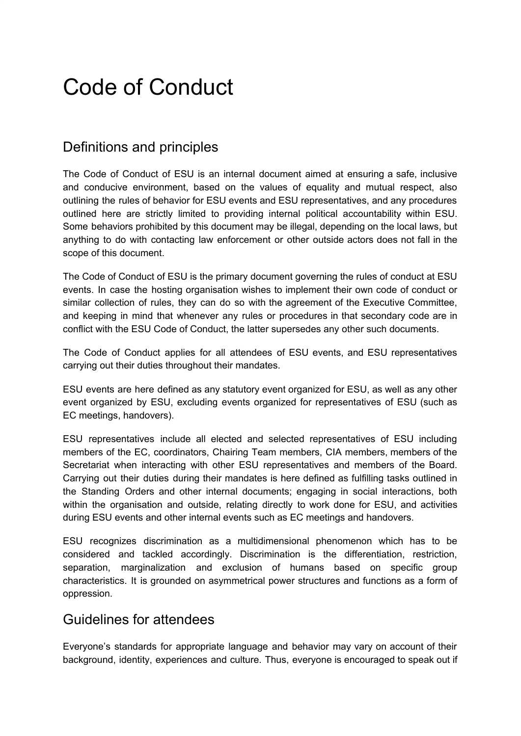# Code of Conduct

## Definitions and principles

The Code of Conduct of ESU is an internal document aimed at ensuring a safe, inclusive and conducive environment, based on the values of equality and mutual respect, also outlining the rules of behavior for ESU events and ESU representatives, and any procedures outlined here are strictly limited to providing internal political accountability within ESU. Some behaviors prohibited by this document may be illegal, depending on the local laws, but anything to do with contacting law enforcement or other outside actors does not fall in the scope of this document.

The Code of Conduct of ESU is the primary document governing the rules of conduct at ESU events. In case the hosting organisation wishes to implement their own code of conduct or similar collection of rules, they can do so with the agreement of the Executive Committee, and keeping in mind that whenever any rules or procedures in that secondary code are in conflict with the ESU Code of Conduct, the latter supersedes any other such documents.

The Code of Conduct applies for all attendees of ESU events, and ESU representatives carrying out their duties throughout their mandates.

ESU events are here defined as any statutory event organized for ESU, as well as any other event organized by ESU, excluding events organized for representatives of ESU (such as EC meetings, handovers).

ESU representatives include all elected and selected representatives of ESU including members of the EC, coordinators, Chairing Team members, CIA members, members of the Secretariat when interacting with other ESU representatives and members of the Board. Carrying out their duties during their mandates is here defined as fulfilling tasks outlined in the Standing Orders and other internal documents; engaging in social interactions, both within the organisation and outside, relating directly to work done for ESU, and activities during ESU events and other internal events such as EC meetings and handovers.

ESU recognizes discrimination as a multidimensional phenomenon which has to be considered and tackled accordingly. Discrimination is the differentiation, restriction, separation, marginalization and exclusion of humans based on specific group characteristics. It is grounded on asymmetrical power structures and functions as a form of oppression.

## Guidelines for attendees

Everyone's standards for appropriate language and behavior may vary on account of their background, identity, experiences and culture. Thus, everyone is encouraged to speak out if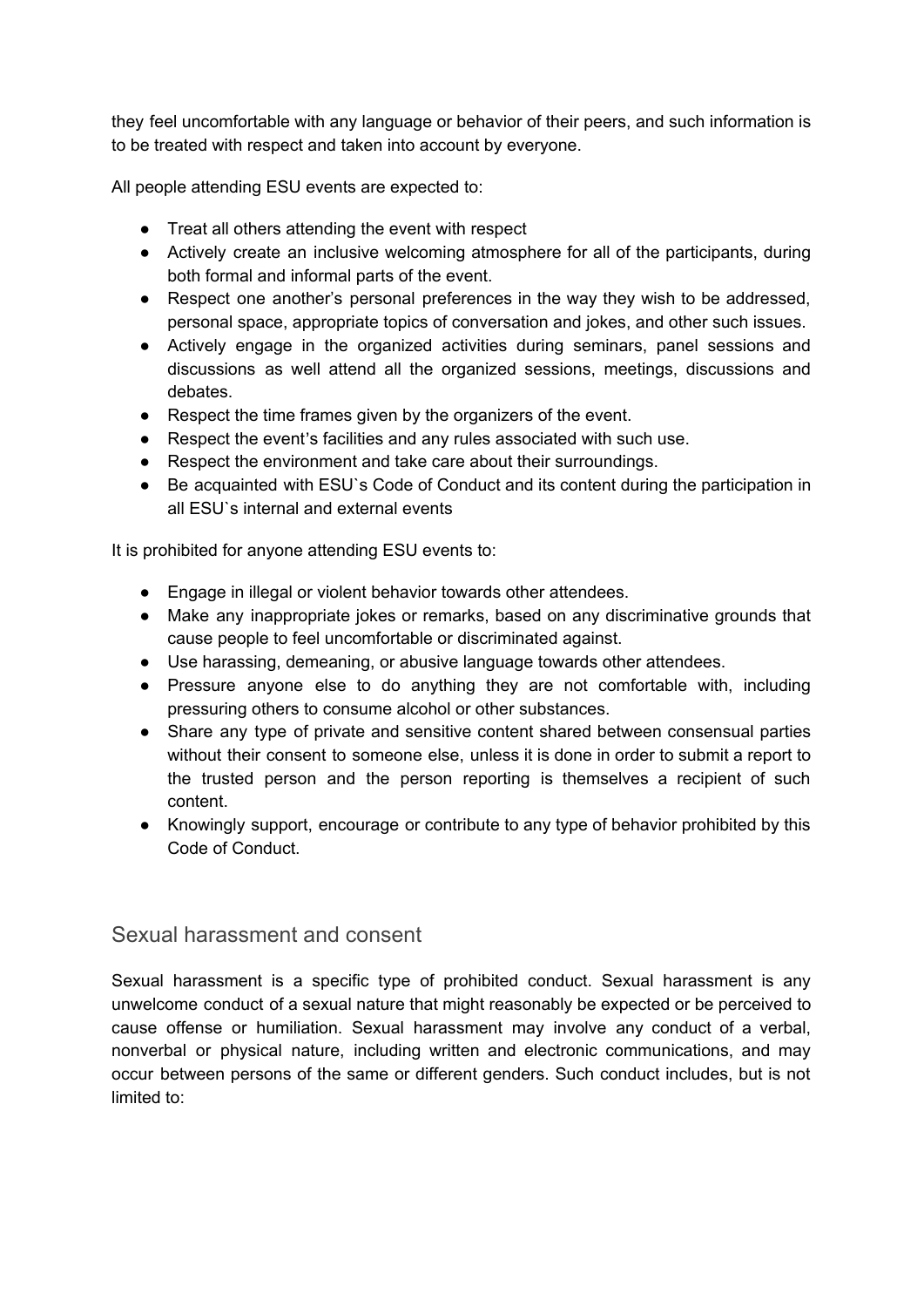they feel uncomfortable with any language or behavior of their peers, and such information is to be treated with respect and taken into account by everyone.

All people attending ESU events are expected to:

- Treat all others attending the event with respect
- Actively create an inclusive welcoming atmosphere for all of the participants, during both formal and informal parts of the event.
- Respect one another's personal preferences in the way they wish to be addressed, personal space, appropriate topics of conversation and jokes, and other such issues.
- Actively engage in the organized activities during seminars, panel sessions and discussions as well attend all the organized sessions, meetings, discussions and debates.
- Respect the time frames given by the organizers of the event.
- Respect the event's facilities and any rules associated with such use.
- Respect the environment and take care about their surroundings.
- Be acquainted with ESU`s Code of Conduct and its content during the participation in all ESU`s internal and external events

It is prohibited for anyone attending ESU events to:

- Engage in illegal or violent behavior towards other attendees.
- Make any inappropriate jokes or remarks, based on any discriminative grounds that cause people to feel uncomfortable or discriminated against.
- Use harassing, demeaning, or abusive language towards other attendees.
- Pressure anyone else to do anything they are not comfortable with, including pressuring others to consume alcohol or other substances.
- Share any type of private and sensitive content shared between consensual parties without their consent to someone else, unless it is done in order to submit a report to the trusted person and the person reporting is themselves a recipient of such content.
- Knowingly support, encourage or contribute to any type of behavior prohibited by this Code of Conduct.

## Sexual harassment and consent

Sexual harassment is a specific type of prohibited conduct. Sexual harassment is any unwelcome conduct of a sexual nature that might reasonably be expected or be perceived to cause offense or humiliation. Sexual harassment may involve any conduct of a verbal, nonverbal or physical nature, including written and electronic communications, and may occur between persons of the same or different genders. Such conduct includes, but is not limited to: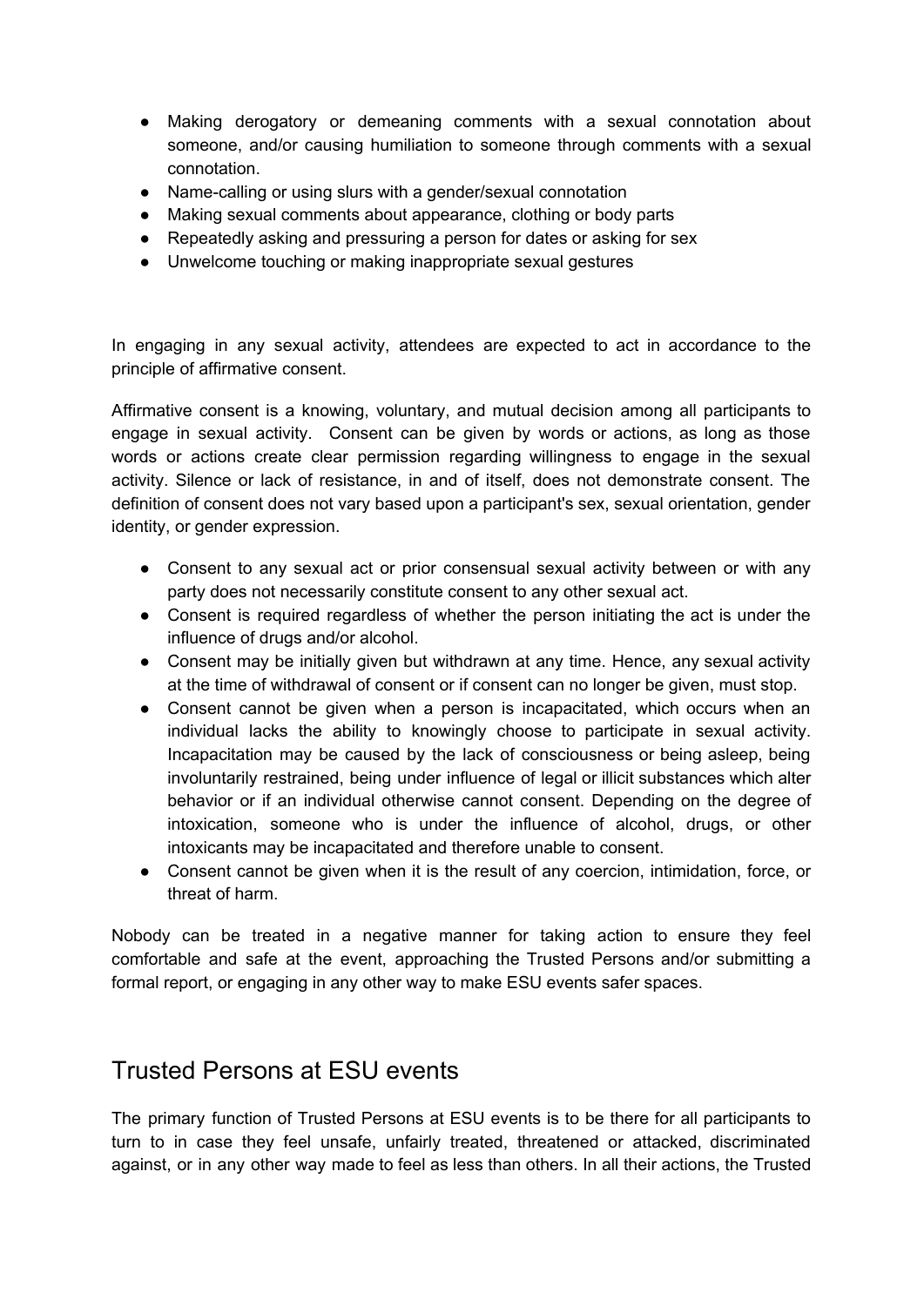- Making derogatory or demeaning comments with a sexual connotation about someone, and/or causing humiliation to someone through comments with a sexual connotation.
- Name-calling or using slurs with a gender/sexual connotation
- Making sexual comments about appearance, clothing or body parts
- Repeatedly asking and pressuring a person for dates or asking for sex
- Unwelcome touching or making inappropriate sexual gestures

In engaging in any sexual activity, attendees are expected to act in accordance to the principle of affirmative consent.

Affirmative consent is a knowing, voluntary, and mutual decision among all participants to engage in sexual activity. Consent can be given by words or actions, as long as those words or actions create clear permission regarding willingness to engage in the sexual activity. Silence or lack of resistance, in and of itself, does not demonstrate consent. The definition of consent does not vary based upon a participant's sex, sexual orientation, gender identity, or gender expression.

- Consent to any sexual act or prior consensual sexual activity between or with any party does not necessarily constitute consent to any other sexual act.
- Consent is required regardless of whether the person initiating the act is under the influence of drugs and/or alcohol.
- Consent may be initially given but withdrawn at any time. Hence, any sexual activity at the time of withdrawal of consent or if consent can no longer be given, must stop.
- Consent cannot be given when a person is incapacitated, which occurs when an individual lacks the ability to knowingly choose to participate in sexual activity. Incapacitation may be caused by the lack of consciousness or being asleep, being involuntarily restrained, being under influence of legal or illicit substances which alter behavior or if an individual otherwise cannot consent. Depending on the degree of intoxication, someone who is under the influence of alcohol, drugs, or other intoxicants may be incapacitated and therefore unable to consent.
- Consent cannot be given when it is the result of any coercion, intimidation, force, or threat of harm.

Nobody can be treated in a negative manner for taking action to ensure they feel comfortable and safe at the event, approaching the Trusted Persons and/or submitting a formal report, or engaging in any other way to make ESU events safer spaces.

## Trusted Persons at ESU events

The primary function of Trusted Persons at ESU events is to be there for all participants to turn to in case they feel unsafe, unfairly treated, threatened or attacked, discriminated against, or in any other way made to feel as less than others. In all their actions, the Trusted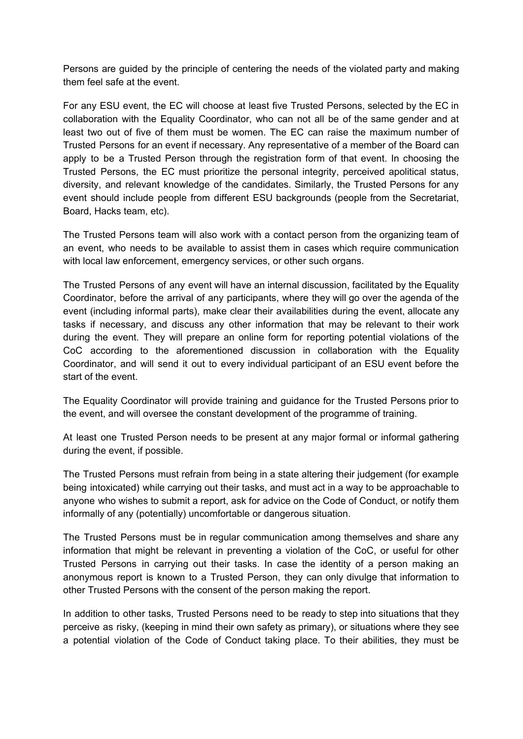Persons are guided by the principle of centering the needs of the violated party and making them feel safe at the event.

For any ESU event, the EC will choose at least five Trusted Persons, selected by the EC in collaboration with the Equality Coordinator, who can not all be of the same gender and at least two out of five of them must be women. The EC can raise the maximum number of Trusted Persons for an event if necessary. Any representative of a member of the Board can apply to be a Trusted Person through the registration form of that event. In choosing the Trusted Persons, the EC must prioritize the personal integrity, perceived apolitical status, diversity, and relevant knowledge of the candidates. Similarly, the Trusted Persons for any event should include people from different ESU backgrounds (people from the Secretariat, Board, Hacks team, etc).

The Trusted Persons team will also work with a contact person from the organizing team of an event, who needs to be available to assist them in cases which require communication with local law enforcement, emergency services, or other such organs.

The Trusted Persons of any event will have an internal discussion, facilitated by the Equality Coordinator, before the arrival of any participants, where they will go over the agenda of the event (including informal parts), make clear their availabilities during the event, allocate any tasks if necessary, and discuss any other information that may be relevant to their work during the event. They will prepare an online form for reporting potential violations of the CoC according to the aforementioned discussion in collaboration with the Equality Coordinator, and will send it out to every individual participant of an ESU event before the start of the event.

The Equality Coordinator will provide training and guidance for the Trusted Persons prior to the event, and will oversee the constant development of the programme of training.

At least one Trusted Person needs to be present at any major formal or informal gathering during the event, if possible.

The Trusted Persons must refrain from being in a state altering their judgement (for example being intoxicated) while carrying out their tasks, and must act in a way to be approachable to anyone who wishes to submit a report, ask for advice on the Code of Conduct, or notify them informally of any (potentially) uncomfortable or dangerous situation.

The Trusted Persons must be in regular communication among themselves and share any information that might be relevant in preventing a violation of the CoC, or useful for other Trusted Persons in carrying out their tasks. In case the identity of a person making an anonymous report is known to a Trusted Person, they can only divulge that information to other Trusted Persons with the consent of the person making the report.

In addition to other tasks, Trusted Persons need to be ready to step into situations that they perceive as risky, (keeping in mind their own safety as primary), or situations where they see a potential violation of the Code of Conduct taking place. To their abilities, they must be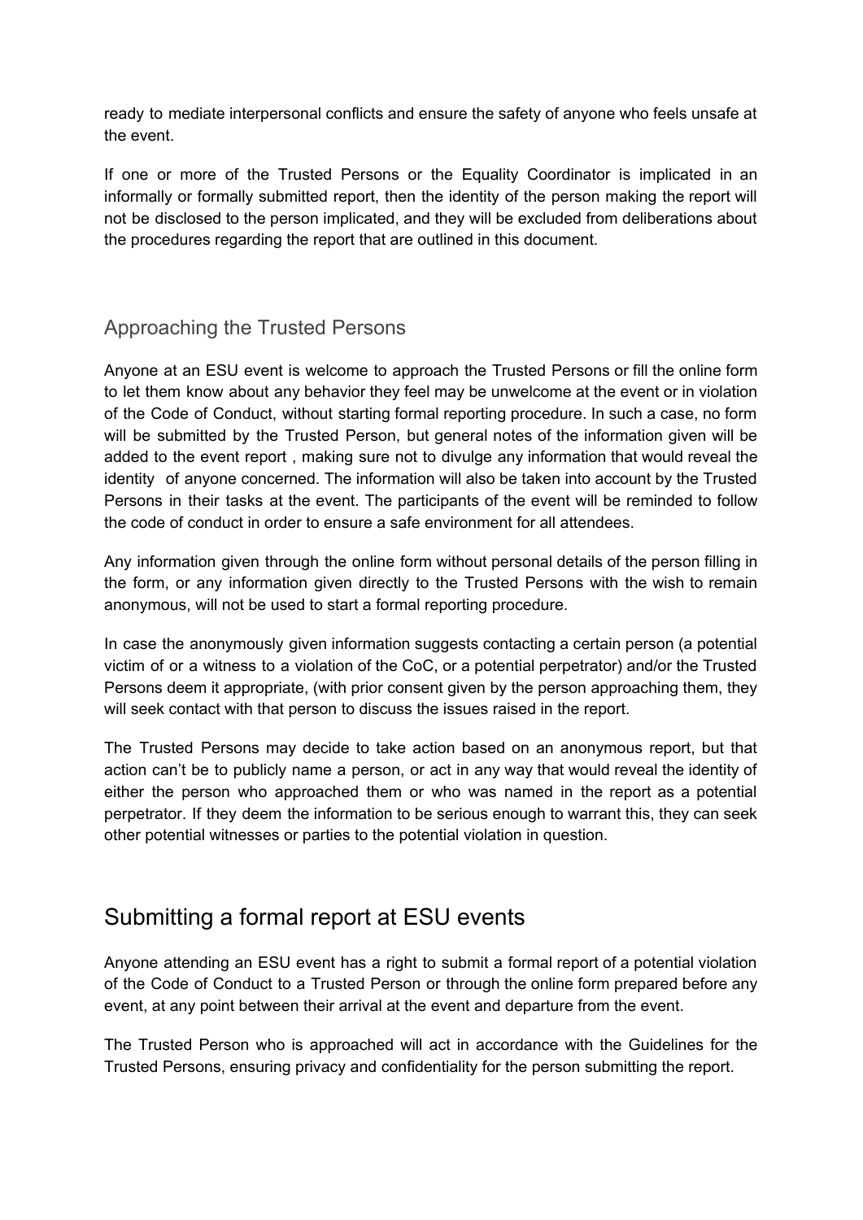ready to mediate interpersonal conflicts and ensure the safety of anyone who feels unsafe at the event.

If one or more of the Trusted Persons or the Equality Coordinator is implicated in an informally or formally submitted report, then the identity of the person making the report will not be disclosed to the person implicated, and they will be excluded from deliberations about the procedures regarding the report that are outlined in this document.

### Approaching the Trusted Persons

Anyone at an ESU event is welcome to approach the Trusted Persons or fill the online form to let them know about any behavior they feel may be unwelcome at the event or in violation of the Code of Conduct, without starting formal reporting procedure. In such a case, no form will be submitted by the Trusted Person, but general notes of the information given will be added to the event report , making sure not to divulge any information that would reveal the identity of anyone concerned. The information will also be taken into account by the Trusted Persons in their tasks at the event. The participants of the event will be reminded to follow the code of conduct in order to ensure a safe environment for all attendees.

Any information given through the online form without personal details of the person filling in the form, or any information given directly to the Trusted Persons with the wish to remain anonymous, will not be used to start a formal reporting procedure.

In case the anonymously given information suggests contacting a certain person (a potential victim of or a witness to a violation of the CoC, or a potential perpetrator) and/or the Trusted Persons deem it appropriate, (with prior consent given by the person approaching them, they will seek contact with that person to discuss the issues raised in the report.

The Trusted Persons may decide to take action based on an anonymous report, but that action can't be to publicly name a person, or act in any way that would reveal the identity of either the person who approached them or who was named in the report as a potential perpetrator. If they deem the information to be serious enough to warrant this, they can seek other potential witnesses or parties to the potential violation in question.

## Submitting a formal report at ESU events

Anyone attending an ESU event has a right to submit a formal report of a potential violation of the Code of Conduct to a Trusted Person or through the online form prepared before any event, at any point between their arrival at the event and departure from the event.

The Trusted Person who is approached will act in accordance with the Guidelines for the Trusted Persons, ensuring privacy and confidentiality for the person submitting the report.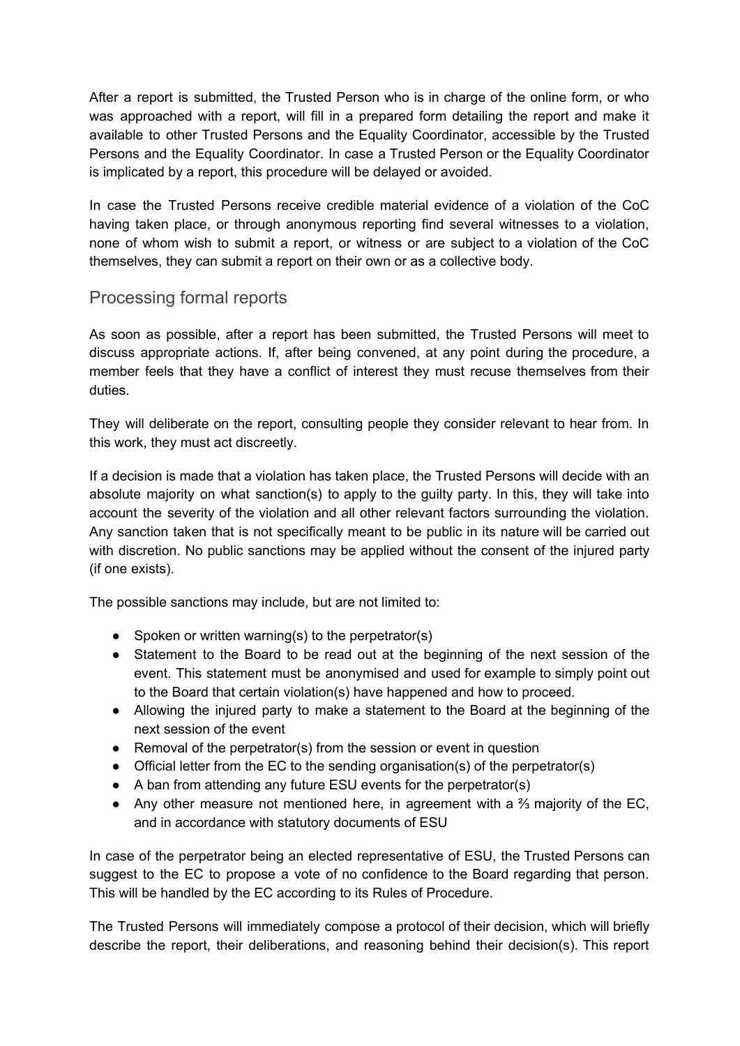After a report is submitted, the Trusted Person who is in charge of the online form, or who was approached with a report, will fill in a prepared form detailing the report and make it available to other Trusted Persons and the Equality Coordinator, accessible by the Trusted Persons and the Equality Coordinator. In case a Trusted Person or the Equality Coordinator is implicated by a report, this procedure will be delayed or avoided.

In case the Trusted Persons receive credible material evidence of a violation of the CoC having taken place, or through anonymous reporting find several witnesses to a violation, none of whom wish to submit a report, or witness or are subject to a violation of the CoC themselves, they can submit a report on their own or as a collective body.

## Processing formal reports

As soon as possible, after a report has been submitted, the Trusted Persons will meet to discuss appropriate actions. If, after being convened, at any point during the procedure, a member feels that they have a conflict of interest they must recuse themselves from their duties.

They will deliberate on the report, consulting people they consider relevant to hear from. In this work, they must act discreetly.

If a decision is made that a violation has taken place, the Trusted Persons will decide with an absolute majority on what sanction(s) to apply to the guilty party. In this, they will take into account the severity of the violation and all other relevant factors surrounding the violation. Any sanction taken that is not specifically meant to be public in its nature will be carried out with discretion. No public sanctions may be applied without the consent of the injured party (if one exists).

The possible sanctions may include, but are not limited to:

- Spoken or written warning(s) to the perpetrator(s)
- Statement to the Board to be read out at the beginning of the next session of the event. This statement must be anonymised and used for example to simply point out to the Board that certain violation(s) have happened and how to proceed.
- Allowing the injured party to make a statement to the Board at the beginning of the next session of the event
- Removal of the perpetrator(s) from the session or event in question
- Official letter from the EC to the sending organisation(s) of the perpetrator(s)
- A ban from attending any future ESU events for the perpetrator(s)
- Any other measure not mentioned here, in agreement with a ⅔ majority of the EC, and in accordance with statutory documents of ESU

In case of the perpetrator being an elected representative of ESU, the Trusted Persons can suggest to the EC to propose a vote of no confidence to the Board regarding that person. This will be handled by the EC according to its Rules of Procedure.

The Trusted Persons will immediately compose a protocol of their decision, which will briefly describe the report, their deliberations, and reasoning behind their decision(s). This report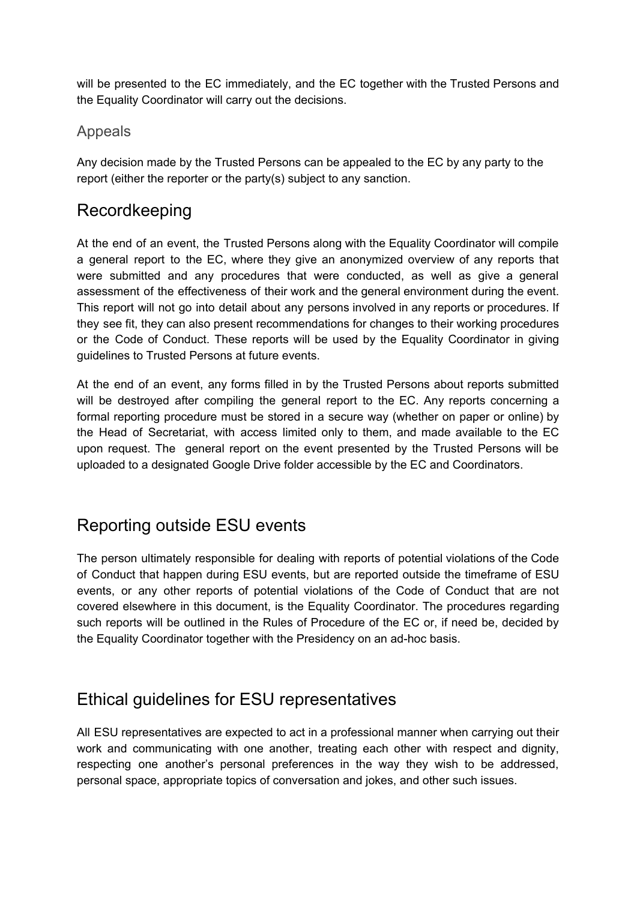will be presented to the EC immediately, and the EC together with the Trusted Persons and the Equality Coordinator will carry out the decisions.

### Appeals

Any decision made by the Trusted Persons can be appealed to the EC by any party to the report (either the reporter or the party(s) subject to any sanction.

## Recordkeeping

At the end of an event, the Trusted Persons along with the Equality Coordinator will compile a general report to the EC, where they give an anonymized overview of any reports that were submitted and any procedures that were conducted, as well as give a general assessment of the effectiveness of their work and the general environment during the event. This report will not go into detail about any persons involved in any reports or procedures. If they see fit, they can also present recommendations for changes to their working procedures or the Code of Conduct. These reports will be used by the Equality Coordinator in giving guidelines to Trusted Persons at future events.

At the end of an event, any forms filled in by the Trusted Persons about reports submitted will be destroyed after compiling the general report to the EC. Any reports concerning a formal reporting procedure must be stored in a secure way (whether on paper or online) by the Head of Secretariat, with access limited only to them, and made available to the EC upon request. The general report on the event presented by the Trusted Persons will be uploaded to a designated Google Drive folder accessible by the EC and Coordinators.

## Reporting outside ESU events

The person ultimately responsible for dealing with reports of potential violations of the Code of Conduct that happen during ESU events, but are reported outside the timeframe of ESU events, or any other reports of potential violations of the Code of Conduct that are not covered elsewhere in this document, is the Equality Coordinator. The procedures regarding such reports will be outlined in the Rules of Procedure of the EC or, if need be, decided by the Equality Coordinator together with the Presidency on an ad-hoc basis.

## Ethical guidelines for ESU representatives

All ESU representatives are expected to act in a professional manner when carrying out their work and communicating with one another, treating each other with respect and dignity, respecting one another's personal preferences in the way they wish to be addressed, personal space, appropriate topics of conversation and jokes, and other such issues.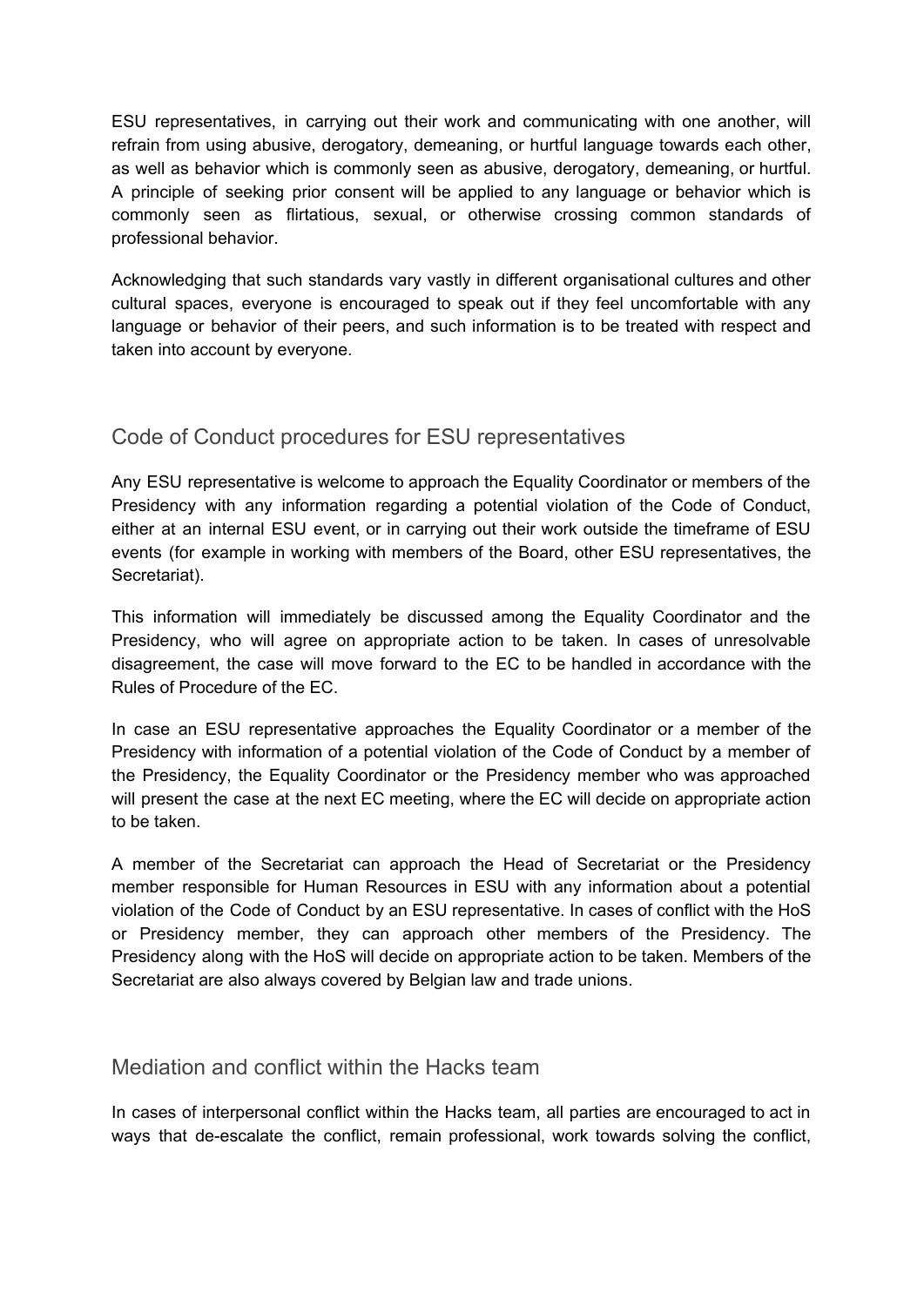ESU representatives, in carrying out their work and communicating with one another, will refrain from using abusive, derogatory, demeaning, or hurtful language towards each other, as well as behavior which is commonly seen as abusive, derogatory, demeaning, or hurtful. A principle of seeking prior consent will be applied to any language or behavior which is commonly seen as flirtatious, sexual, or otherwise crossing common standards of professional behavior.

Acknowledging that such standards vary vastly in different organisational cultures and other cultural spaces, everyone is encouraged to speak out if they feel uncomfortable with any language or behavior of their peers, and such information is to be treated with respect and taken into account by everyone.

## Code of Conduct procedures for ESU representatives

Any ESU representative is welcome to approach the Equality Coordinator or members of the Presidency with any information regarding a potential violation of the Code of Conduct, either at an internal ESU event, or in carrying out their work outside the timeframe of ESU events (for example in working with members of the Board, other ESU representatives, the Secretariat).

This information will immediately be discussed among the Equality Coordinator and the Presidency, who will agree on appropriate action to be taken. In cases of unresolvable disagreement, the case will move forward to the EC to be handled in accordance with the Rules of Procedure of the EC.

In case an ESU representative approaches the Equality Coordinator or a member of the Presidency with information of a potential violation of the Code of Conduct by a member of the Presidency, the Equality Coordinator or the Presidency member who was approached will present the case at the next EC meeting, where the EC will decide on appropriate action to be taken.

A member of the Secretariat can approach the Head of Secretariat or the Presidency member responsible for Human Resources in ESU with any information about a potential violation of the Code of Conduct by an ESU representative. In cases of conflict with the HoS or Presidency member, they can approach other members of the Presidency. The Presidency along with the HoS will decide on appropriate action to be taken. Members of the Secretariat are also always covered by Belgian law and trade unions.

## Mediation and conflict within the Hacks team

In cases of interpersonal conflict within the Hacks team, all parties are encouraged to act in ways that de-escalate the conflict, remain professional, work towards solving the conflict,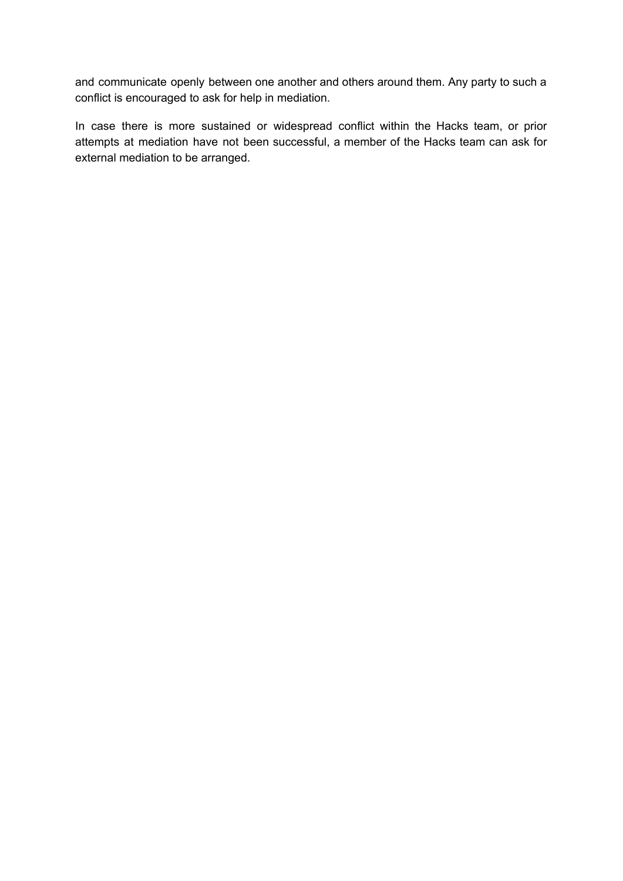and communicate openly between one another and others around them. Any party to such a conflict is encouraged to ask for help in mediation.

In case there is more sustained or widespread conflict within the Hacks team, or prior attempts at mediation have not been successful, a member of the Hacks team can ask for external mediation to be arranged.